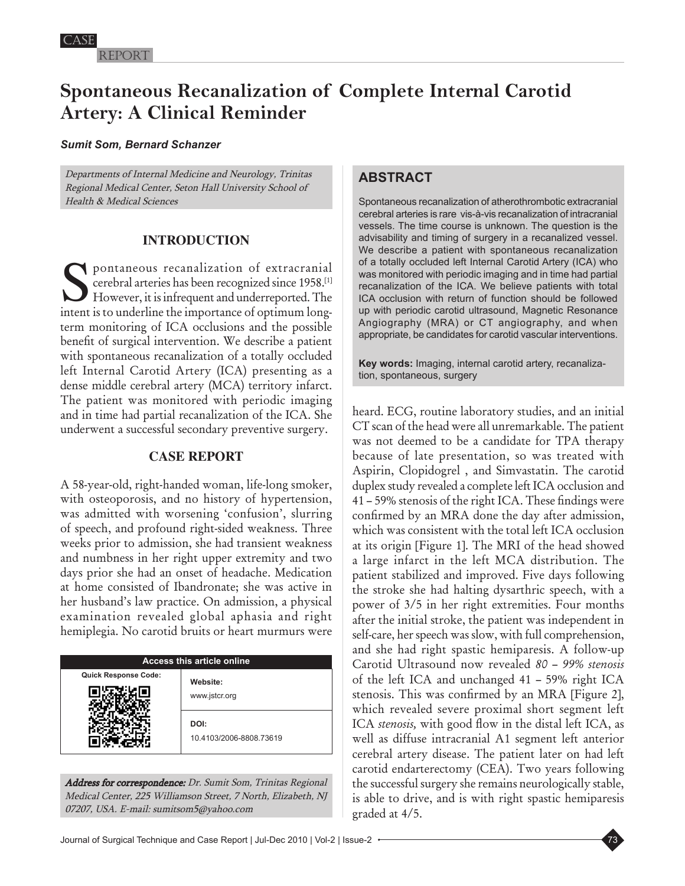CASE REPORT

# Spontaneous Recanalization of Complete Internal Carotid Artery: A Clinical Reminder

***Sumit Som, Bernard Schanzer***

*Departments of Internal Medicine and Neurology, Trinitas Regional Medical Center, Seton Hall University School of Health & Medical Sciences*

## ABSTRACT

Spontaneous recanalization of atherothrombotic extracranial cerebral arteries is rare vis-à-vis recanalization of intracranial vessels. The time course is unknown. The question is the advisability and timing of surgery in a recanalized vessel. We describe a patient with spontaneous recanalization of a totally occluded left Internal Carotid Artery (ICA) who was monitored with periodic imaging and in time had partial recanalization of the ICA. We believe patients with total ICA occlusion with return of function should be followed up with periodic carotid ultrasound, Magnetic Resonance Angiography (MRA) or CT angiography, and when appropriate, be candidates for carotid vascular interventions.

**Key words:** Imaging, internal carotid artery, recanalization, spontaneous, surgery

## INTRODUCTION

Spontaneous recanalization of extracranial cerebral arteries has been recognized since 1958.[1] However, it is infrequent and underreported. The intent is to underline the importance of optimum long-term monitoring of ICA occlusions and the possible benefit of surgical intervention. We describe a patient with spontaneous recanalization of a totally occluded left Internal Carotid Artery (ICA) presenting as a dense middle cerebral artery (MCA) territory infarct. The patient was monitored with periodic imaging and in time had partial recanalization of the ICA. She underwent a successful secondary preventive surgery.

## CASE REPORT

A 58-year-old, right-handed woman, life-long smoker, with osteoporosis, and no history of hypertension, was admitted with worsening 'confusion', slurring of speech, and profound right-sided weakness. Three weeks prior to admission, she had transient weakness and numbness in her right upper extremity and two days prior she had an onset of headache. Medication at home consisted of Ibandronate; she was active in her husband's law practice. On admission, a physical examination revealed global aphasia and right hemiplegia. No carotid bruits or heart murmurs were heard. ECG, routine laboratory studies, and an initial CT scan of the head were all unremarkable. The patient was not deemed to be a candidate for TPA therapy because of late presentation, so was treated with Aspirin, Clopidogrel , and Simvastatin. The carotid duplex study revealed a complete left ICA occlusion and 41 – 59% stenosis of the right ICA. These findings were confirmed by an MRA done the day after admission, which was consistent with the total left ICA occlusion at its origin [Figure 1]. The MRI of the head showed a large infarct in the left MCA distribution. The patient stabilized and improved. Five days following the stroke she had halting dysarthric speech, with a power of 3/5 in her right extremities. Four months after the initial stroke, the patient was independent in self-care, her speech was slow, with full comprehension, and she had right spastic hemiparesis. A follow-up Carotid Ultrasound now revealed *80 – 99% stenosis* of the left ICA and unchanged 41 – 59% right ICA stenosis. This was confirmed by an MRA [Figure 2], which revealed severe proximal short segment left ICA *stenosis*, with good flow in the distal left ICA, as well as diffuse intracranial A1 segment left anterior cerebral artery disease. The patient later on had left carotid endarterectomy (CEA). Two years following the successful surgery she remains neurologically stable, is able to drive, and is with right spastic hemiparesis graded at 4/5.

| Access this article online | |
|---|---|
| Quick Response Code: | Website: www.jstcr.org |
| | DOI: 10.4103/2006-8808.73619 |

***Address for correspondence:*** *Dr. Sumit Som, Trinitas Regional Medical Center, 225 Williamson Street, 7 North, Elizabeth, NJ 07207, USA. E-mail: sumitsom5@yahoo.com*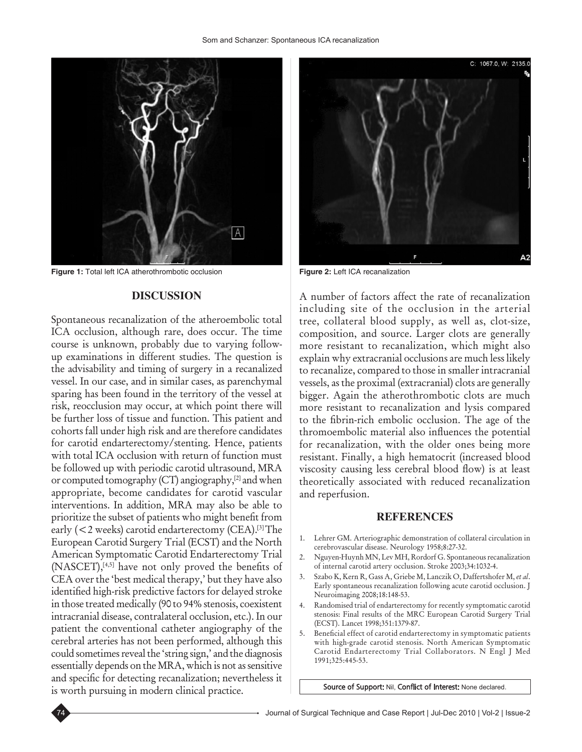Figure 1: Total left ICA atherothrombotic occlusion

Figure 2: Left ICA recanalization

## DISCUSSION

Spontaneous recanalization of the atheroembolic total ICA occlusion, although rare, does occur. The time course is unknown, probably due to varying follow-up examinations in different studies. The question is the advisability and timing of surgery in a recanalized vessel. In our case, and in similar cases, as parenchymal sparing has been found in the territory of the vessel at risk, reocclusion may occur, at which point there will be further loss of tissue and function. This patient and cohorts fall under high risk and are therefore candidates for carotid endarterectomy/stenting. Hence, patients with total ICA occlusion with return of function must be followed up with periodic carotid ultrasound, MRA or computed tomography (CT) angiography,[2] and when appropriate, become candidates for carotid vascular interventions. In addition, MRA may also be able to prioritize the subset of patients who might benefit from early (<2 weeks) carotid endarterectomy (CEA).[3] The European Carotid Surgery Trial (ECST) and the North American Symptomatic Carotid Endarterectomy Trial (NASCET),[4,5] have not only proved the benefits of CEA over the 'best medical therapy,' but they have also identified high-risk predictive factors for delayed stroke in those treated medically (90 to 94% stenosis, coexistent intracranial disease, contralateral occlusion, etc.). In our patient the conventional catheter angiography of the cerebral arteries has not been performed, although this could sometimes reveal the 'string sign,' and the diagnosis essentially depends on the MRA, which is not as sensitive and specific for detecting recanalization; nevertheless it is worth pursuing in modern clinical practice.

A number of factors affect the rate of recanalization including site of the occlusion in the arterial tree, collateral blood supply, as well as, clot-size, composition, and source. Larger clots are generally more resistant to recanalization, which might also explain why extracranial occlusions are much less likely to recanalize, compared to those in smaller intracranial vessels, as the proximal (extracranial) clots are generally bigger. Again the atherothrombotic clots are much more resistant to recanalization and lysis compared to the fibrin-rich embolic occlusion. The age of the thromoembolic material also influences the potential for recanalization, with the older ones being more resistant. Finally, a high hematocrit (increased blood viscosity causing less cerebral blood flow) is at least theoretically associated with reduced recanalization and reperfusion.

## REFERENCES

1. Lehrer GM. Arteriographic demonstration of collateral circulation in cerebrovascular disease. Neurology 1958;8:27-32.
2. Nguyen-Huynh MN, Lev MH, Rordorf G. Spontaneous recanalization of internal carotid artery occlusion. Stroke 2003;34:1032-4.
3. Szabo K, Kern R, Gass A, Griebe M, Lanczik O, Daffertshofer M, *et al*. Early spontaneous recanalization following acute carotid occlusion. J Neuroimaging 2008;18:148-53.
4. Randomised trial of endarterectomy for recently symptomatic carotid stenosis: Final results of the MRC European Carotid Surgery Trial (ECST). Lancet 1998;351:1379-87.
5. Beneficial effect of carotid endarterectomy in symptomatic patients with high-grade carotid stenosis. North American Symptomatic Carotid Endarterectomy Trial Collaborators. N Engl J Med 1991;325:445-53.

**Source of Support:** Nil, **Conflict of Interest:** None declared.